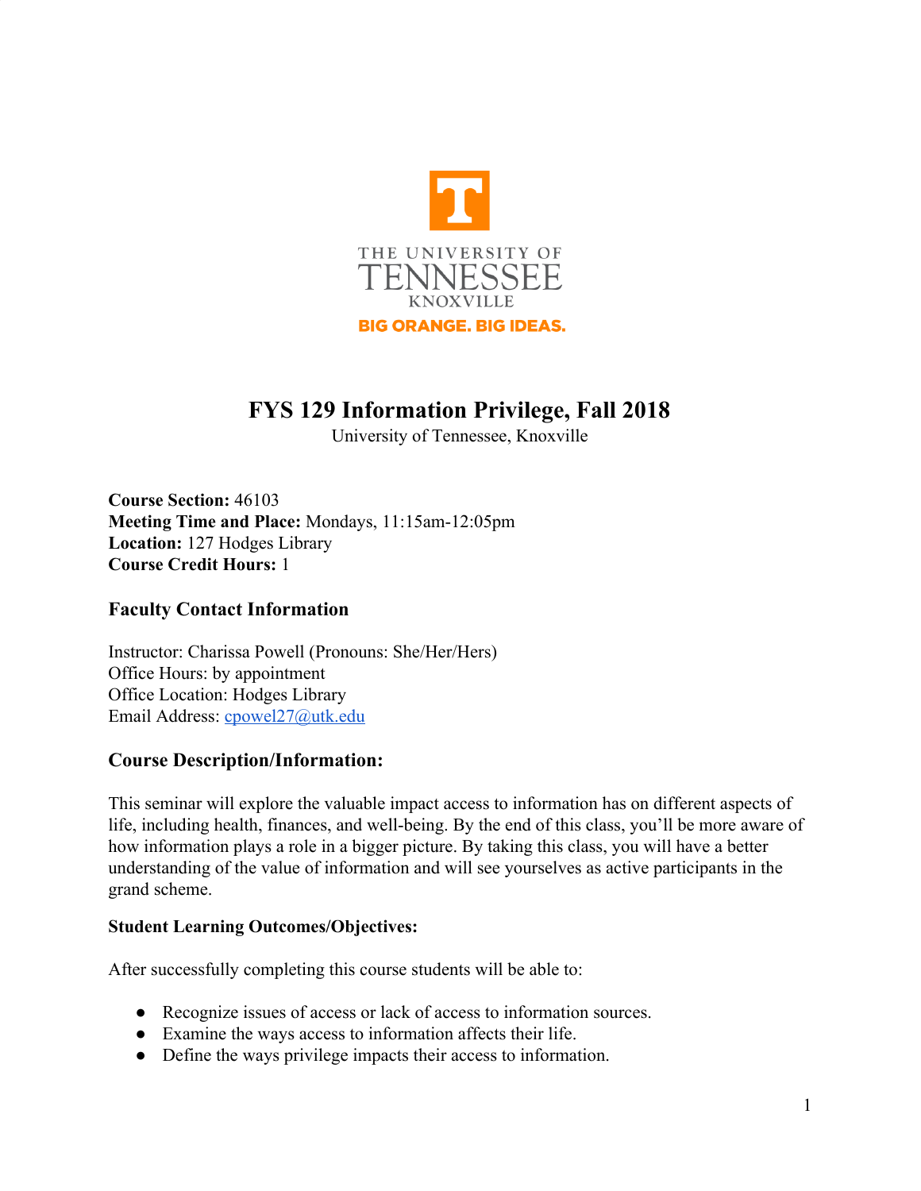THE UNIVERSITY OF TENNESSEE KNOXVILLE

BIG ORANGE. BIG IDEAS.

# FYS 129 Information Privilege, Fall 2018

University of Tennessee, Knoxville

**Course Section:** 46103
**Meeting Time and Place:** Mondays, 11:15am-12:05pm
**Location:** 127 Hodges Library
**Course Credit Hours:** 1

## Faculty Contact Information

Instructor: Charissa Powell (Pronouns: She/Her/Hers)
Office Hours: by appointment
Office Location: Hodges Library
Email Address: cpowel27@utk.edu

## Course Description/Information:

This seminar will explore the valuable impact access to information has on different aspects of life, including health, finances, and well-being. By the end of this class, you'll be more aware of how information plays a role in a bigger picture. By taking this class, you will have a better understanding of the value of information and will see yourselves as active participants in the grand scheme.

### Student Learning Outcomes/Objectives:

After successfully completing this course students will be able to:

- Recognize issues of access or lack of access to information sources.
- Examine the ways access to information affects their life.
- Define the ways privilege impacts their access to information.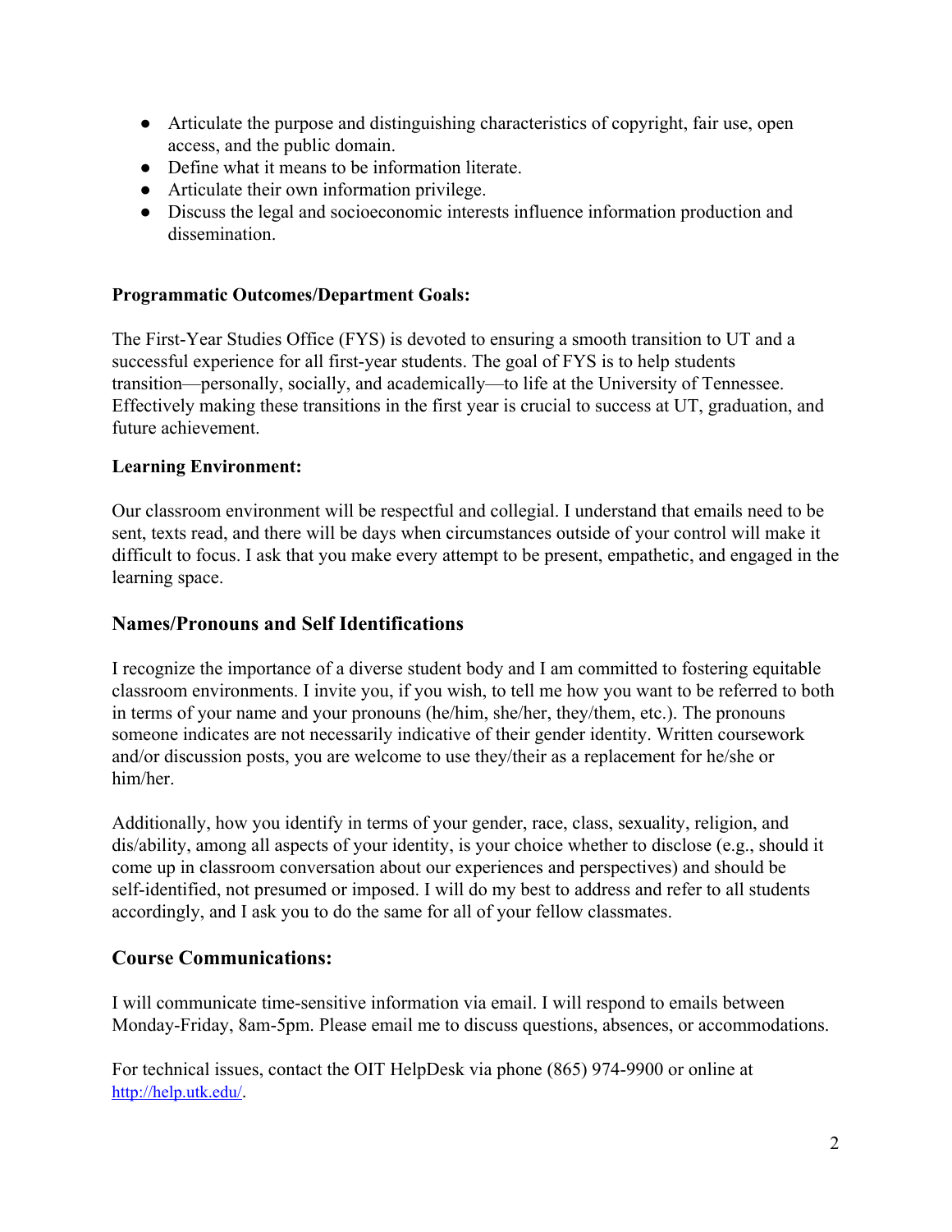- Articulate the purpose and distinguishing characteristics of copyright, fair use, open access, and the public domain.
- Define what it means to be information literate.
- Articulate their own information privilege.
- Discuss the legal and socioeconomic interests influence information production and dissemination.

**Programmatic Outcomes/Department Goals:**

The First-Year Studies Office (FYS) is devoted to ensuring a smooth transition to UT and a successful experience for all first-year students. The goal of FYS is to help students transition—personally, socially, and academically—to life at the University of Tennessee. Effectively making these transitions in the first year is crucial to success at UT, graduation, and future achievement.

**Learning Environment:**

Our classroom environment will be respectful and collegial. I understand that emails need to be sent, texts read, and there will be days when circumstances outside of your control will make it difficult to focus. I ask that you make every attempt to be present, empathetic, and engaged in the learning space.

## Names/Pronouns and Self Identifications

I recognize the importance of a diverse student body and I am committed to fostering equitable classroom environments. I invite you, if you wish, to tell me how you want to be referred to both in terms of your name and your pronouns (he/him, she/her, they/them, etc.). The pronouns someone indicates are not necessarily indicative of their gender identity. Written coursework and/or discussion posts, you are welcome to use they/their as a replacement for he/she or him/her.

Additionally, how you identify in terms of your gender, race, class, sexuality, religion, and dis/ability, among all aspects of your identity, is your choice whether to disclose (e.g., should it come up in classroom conversation about our experiences and perspectives) and should be self-identified, not presumed or imposed. I will do my best to address and refer to all students accordingly, and I ask you to do the same for all of your fellow classmates.

## Course Communications:

I will communicate time-sensitive information via email. I will respond to emails between Monday-Friday, 8am-5pm. Please email me to discuss questions, absences, or accommodations.

For technical issues, contact the OIT HelpDesk via phone (865) 974-9900 or online at http://help.utk.edu/.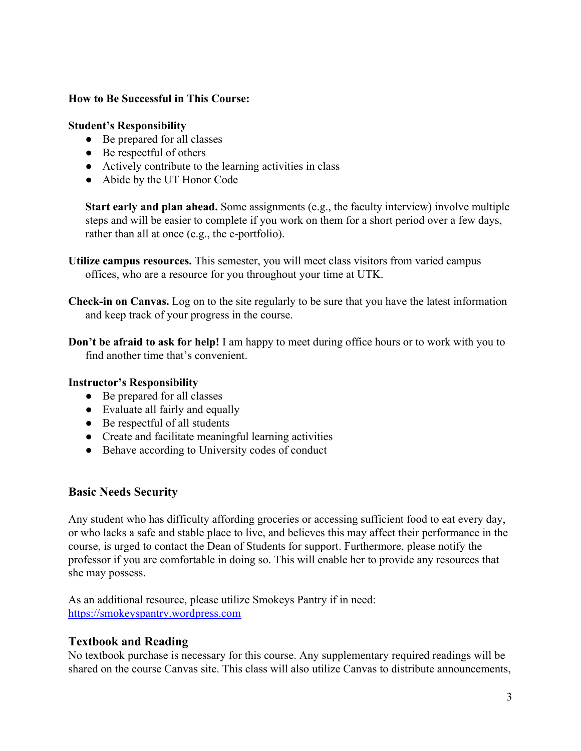**How to Be Successful in This Course:**

**Student's Responsibility**

- Be prepared for all classes
- Be respectful of others
- Actively contribute to the learning activities in class
- Abide by the UT Honor Code

**Start early and plan ahead.** Some assignments (e.g., the faculty interview) involve multiple steps and will be easier to complete if you work on them for a short period over a few days, rather than all at once (e.g., the e-portfolio).

**Utilize campus resources.** This semester, you will meet class visitors from varied campus offices, who are a resource for you throughout your time at UTK.

**Check-in on Canvas.** Log on to the site regularly to be sure that you have the latest information and keep track of your progress in the course.

**Don't be afraid to ask for help!** I am happy to meet during office hours or to work with you to find another time that's convenient.

**Instructor's Responsibility**

- Be prepared for all classes
- Evaluate all fairly and equally
- Be respectful of all students
- Create and facilitate meaningful learning activities
- Behave according to University codes of conduct

## Basic Needs Security

Any student who has difficulty affording groceries or accessing sufficient food to eat every day, or who lacks a safe and stable place to live, and believes this may affect their performance in the course, is urged to contact the Dean of Students for support. Furthermore, please notify the professor if you are comfortable in doing so. This will enable her to provide any resources that she may possess.

As an additional resource, please utilize Smokeys Pantry if in need: [https://smokeyspantry.wordpress.com](https://smokeyspantry.wordpress.com)

## Textbook and Reading

No textbook purchase is necessary for this course. Any supplementary required readings will be shared on the course Canvas site. This class will also utilize Canvas to distribute announcements,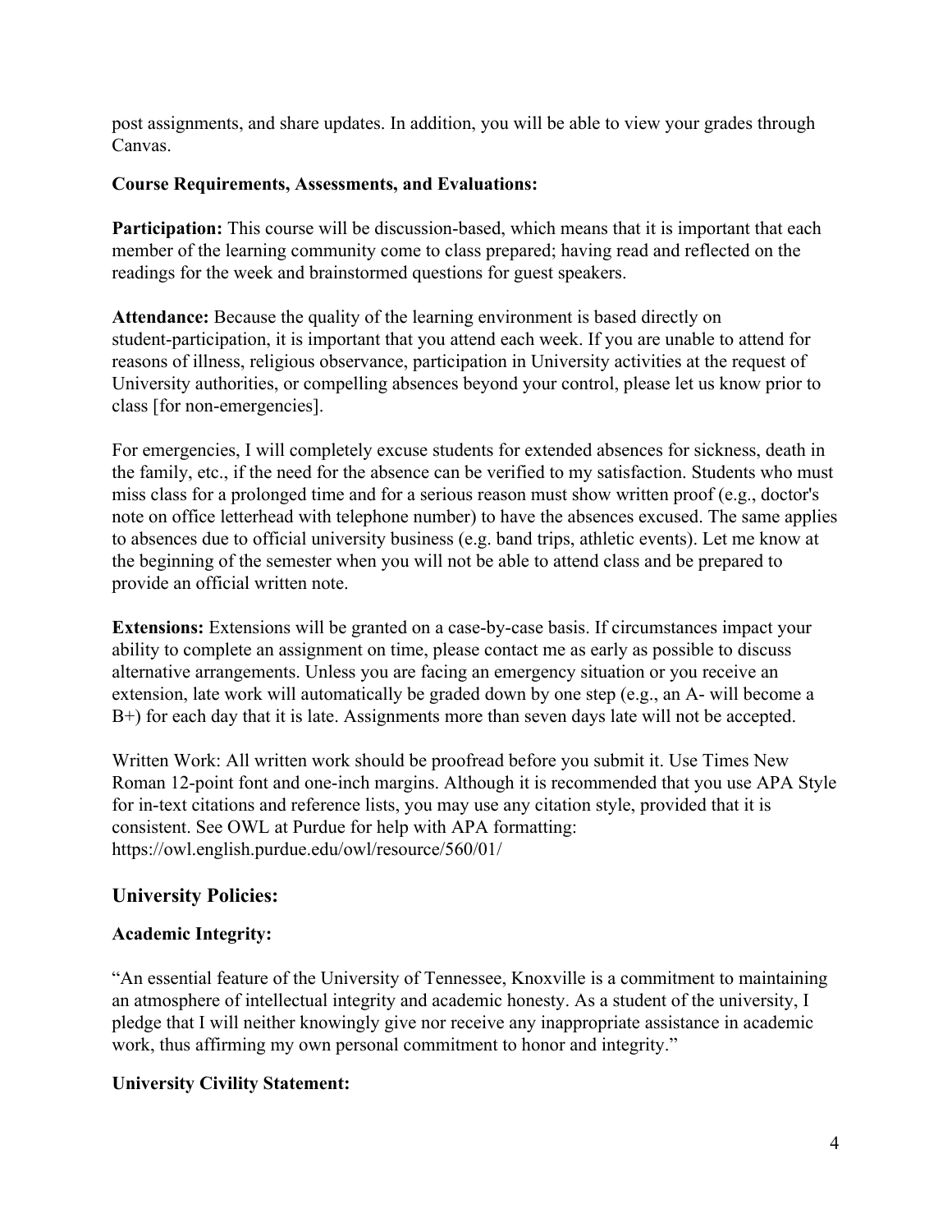post assignments, and share updates. In addition, you will be able to view your grades through Canvas.

**Course Requirements, Assessments, and Evaluations:**

**Participation:** This course will be discussion-based, which means that it is important that each member of the learning community come to class prepared; having read and reflected on the readings for the week and brainstormed questions for guest speakers.

**Attendance:** Because the quality of the learning environment is based directly on student-participation, it is important that you attend each week. If you are unable to attend for reasons of illness, religious observance, participation in University activities at the request of University authorities, or compelling absences beyond your control, please let us know prior to class [for non-emergencies].

For emergencies, I will completely excuse students for extended absences for sickness, death in the family, etc., if the need for the absence can be verified to my satisfaction. Students who must miss class for a prolonged time and for a serious reason must show written proof (e.g., doctor's note on office letterhead with telephone number) to have the absences excused. The same applies to absences due to official university business (e.g. band trips, athletic events). Let me know at the beginning of the semester when you will not be able to attend class and be prepared to provide an official written note.

**Extensions:** Extensions will be granted on a case-by-case basis. If circumstances impact your ability to complete an assignment on time, please contact me as early as possible to discuss alternative arrangements. Unless you are facing an emergency situation or you receive an extension, late work will automatically be graded down by one step (e.g., an A- will become a B+) for each day that it is late. Assignments more than seven days late will not be accepted.

Written Work: All written work should be proofread before you submit it. Use Times New Roman 12-point font and one-inch margins. Although it is recommended that you use APA Style for in-text citations and reference lists, you may use any citation style, provided that it is consistent. See OWL at Purdue for help with APA formatting: https://owl.english.purdue.edu/owl/resource/560/01/

## University Policies:

**Academic Integrity:**

"An essential feature of the University of Tennessee, Knoxville is a commitment to maintaining an atmosphere of intellectual integrity and academic honesty. As a student of the university, I pledge that I will neither knowingly give nor receive any inappropriate assistance in academic work, thus affirming my own personal commitment to honor and integrity."

**University Civility Statement:**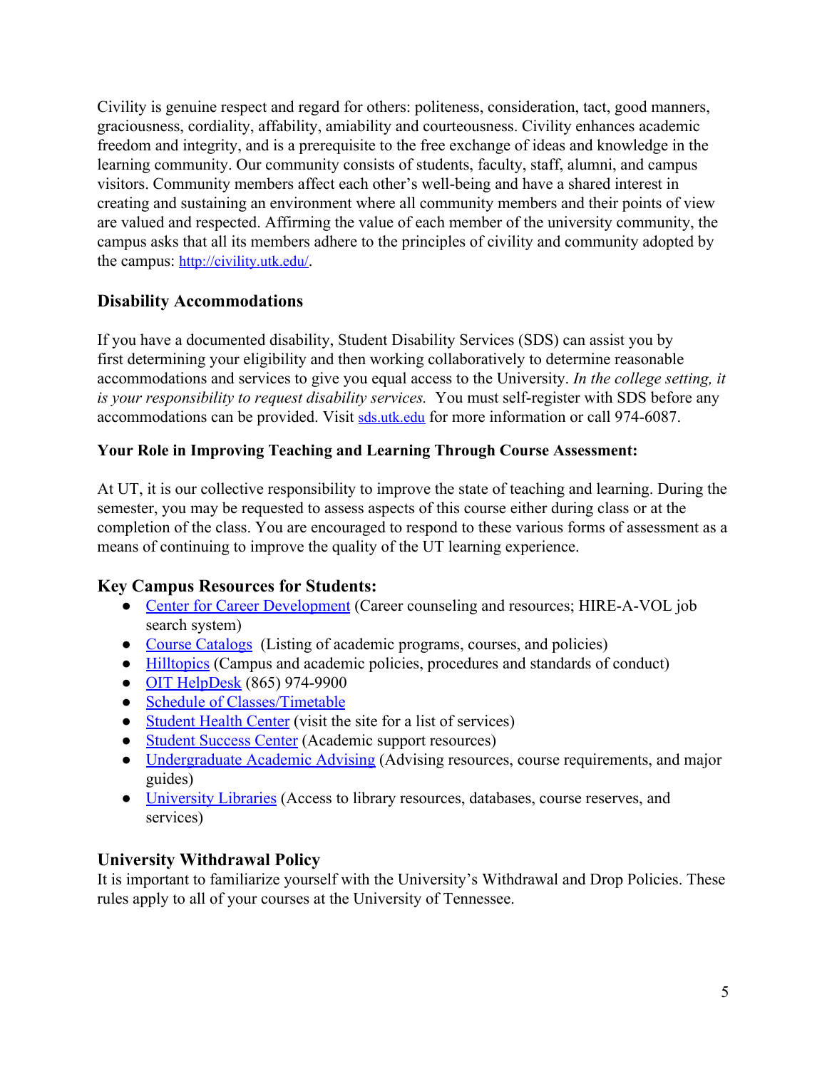Civility is genuine respect and regard for others: politeness, consideration, tact, good manners, graciousness, cordiality, affability, amiability and courteousness. Civility enhances academic freedom and integrity, and is a prerequisite to the free exchange of ideas and knowledge in the learning community. Our community consists of students, faculty, staff, alumni, and campus visitors. Community members affect each other's well-being and have a shared interest in creating and sustaining an environment where all community members and their points of view are valued and respected. Affirming the value of each member of the university community, the campus asks that all its members adhere to the principles of civility and community adopted by the campus: [http://civility.utk.edu/](http://civility.utk.edu/).

## Disability Accommodations

If you have a documented disability, Student Disability Services (SDS) can assist you by first determining your eligibility and then working collaboratively to determine reasonable accommodations and services to give you equal access to the University. *In the college setting, it is your responsibility to request disability services.* You must self-register with SDS before any accommodations can be provided. Visit [sds.utk.edu](http://sds.utk.edu) for more information or call 974-6087.

**Your Role in Improving Teaching and Learning Through Course Assessment:**

At UT, it is our collective responsibility to improve the state of teaching and learning. During the semester, you may be requested to assess aspects of this course either during class or at the completion of the class. You are encouraged to respond to these various forms of assessment as a means of continuing to improve the quality of the UT learning experience.

## Key Campus Resources for Students:

- Center for Career Development (Career counseling and resources; HIRE-A-VOL job search system)
- Course Catalogs (Listing of academic programs, courses, and policies)
- Hilltopics (Campus and academic policies, procedures and standards of conduct)
- OIT HelpDesk (865) 974-9900
- Schedule of Classes/Timetable
- Student Health Center (visit the site for a list of services)
- Student Success Center (Academic support resources)
- Undergraduate Academic Advising (Advising resources, course requirements, and major guides)
- University Libraries (Access to library resources, databases, course reserves, and services)

## University Withdrawal Policy

It is important to familiarize yourself with the University's Withdrawal and Drop Policies. These rules apply to all of your courses at the University of Tennessee.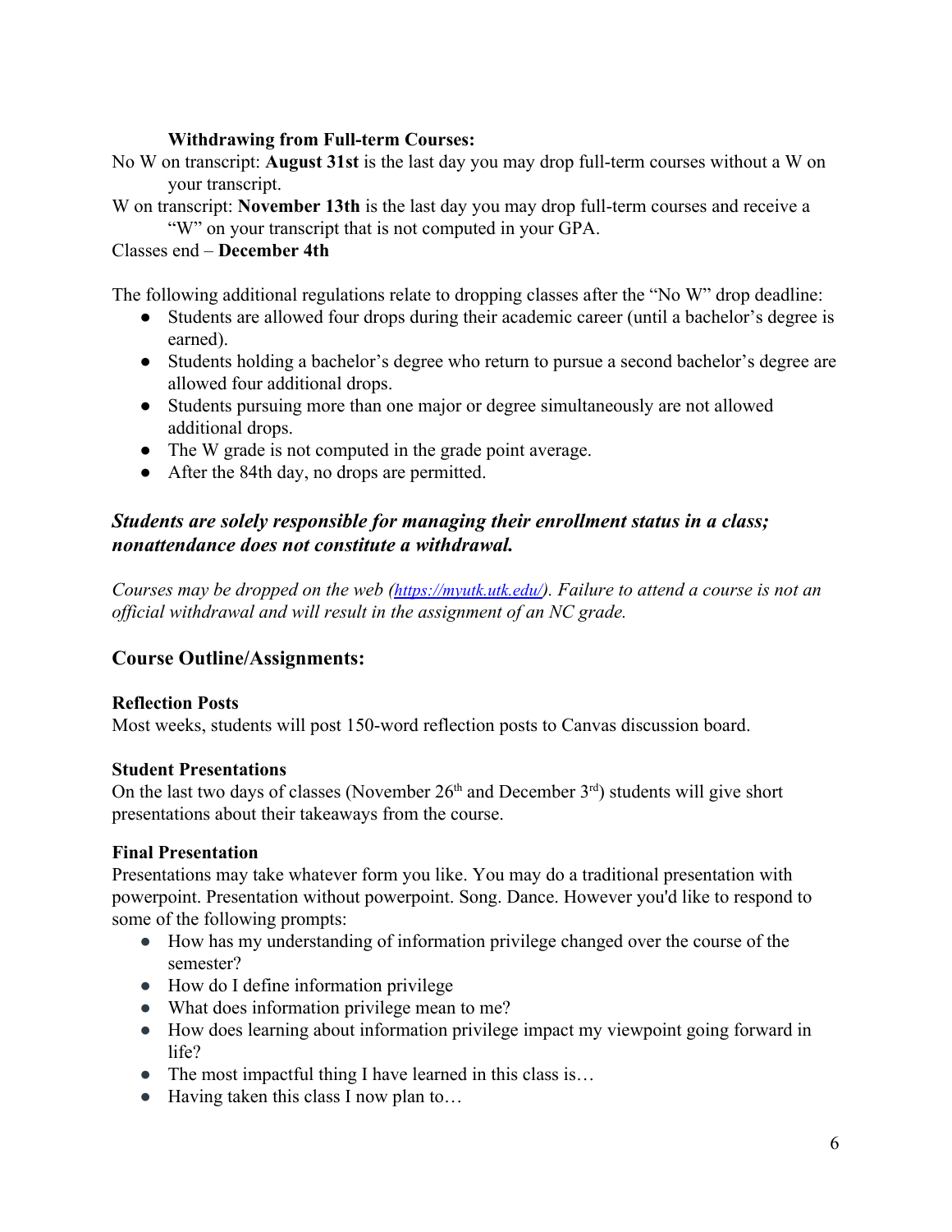**Withdrawing from Full-term Courses:**

No W on transcript: **August 31st** is the last day you may drop full-term courses without a W on your transcript.

W on transcript: **November 13th** is the last day you may drop full-term courses and receive a "W" on your transcript that is not computed in your GPA.

Classes end – **December 4th**

The following additional regulations relate to dropping classes after the "No W" drop deadline:

- Students are allowed four drops during their academic career (until a bachelor's degree is earned).
- Students holding a bachelor's degree who return to pursue a second bachelor's degree are allowed four additional drops.
- Students pursuing more than one major or degree simultaneously are not allowed additional drops.
- The W grade is not computed in the grade point average.
- After the 84th day, no drops are permitted.

### ***Students are solely responsible for managing their enrollment status in a class; nonattendance does not constitute a withdrawal.***

*Courses may be dropped on the web ([https://myutk.utk.edu/](https://myutk.utk.edu/)). Failure to attend a course is not an official withdrawal and will result in the assignment of an NC grade.*

## Course Outline/Assignments:

**Reflection Posts**

Most weeks, students will post 150-word reflection posts to Canvas discussion board.

**Student Presentations**

On the last two days of classes (November 26th and December 3rd) students will give short presentations about their takeaways from the course.

**Final Presentation**

Presentations may take whatever form you like. You may do a traditional presentation with powerpoint. Presentation without powerpoint. Song. Dance. However you'd like to respond to some of the following prompts:

- How has my understanding of information privilege changed over the course of the semester?
- How do I define information privilege
- What does information privilege mean to me?
- How does learning about information privilege impact my viewpoint going forward in life?
- The most impactful thing I have learned in this class is…
- Having taken this class I now plan to…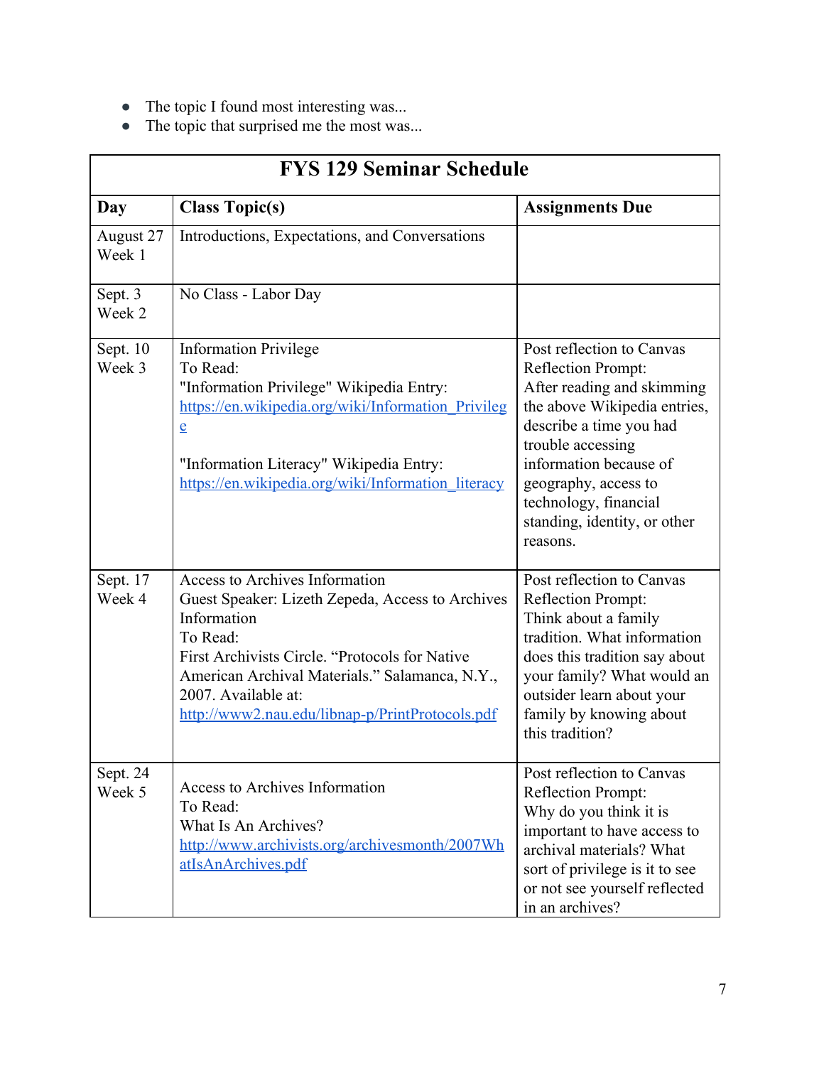- The topic I found most interesting was...
- The topic that surprised me the most was...

| FYS 129 Seminar Schedule | | |
|---|---|---|
| **Day** | **Class Topic(s)** | **Assignments Due** |
| August 27<br>Week 1 | Introductions, Expectations, and Conversations | |
| Sept. 3<br>Week 2 | No Class - Labor Day | |
| Sept. 10<br>Week 3 | Information Privilege<br>To Read:<br>"Information Privilege" Wikipedia Entry: https://en.wikipedia.org/wiki/Information_Privilege<br><br>"Information Literacy" Wikipedia Entry: https://en.wikipedia.org/wiki/Information_literacy | Post reflection to Canvas<br>Reflection Prompt:<br>After reading and skimming the above Wikipedia entries, describe a time you had trouble accessing information because of geography, access to technology, financial standing, identity, or other reasons. |
| Sept. 17<br>Week 4 | Access to Archives Information<br>Guest Speaker: Lizeth Zepeda, Access to Archives Information<br>To Read:<br>First Archivists Circle. "Protocols for Native American Archival Materials." Salamanca, N.Y., 2007. Available at: http://www2.nau.edu/libnap-p/PrintProtocols.pdf | Post reflection to Canvas<br>Reflection Prompt:<br>Think about a family tradition. What information does this tradition say about your family? What would an outsider learn about your family by knowing about this tradition? |
| Sept. 24<br>Week 5 | Access to Archives Information<br>To Read:<br>What Is An Archives?<br>http://www.archivists.org/archivesmonth/2007WhatIsAnArchives.pdf | Post reflection to Canvas<br>Reflection Prompt:<br>Why do you think it is important to have access to archival materials? What sort of privilege is it to see or not see yourself reflected in an archives? |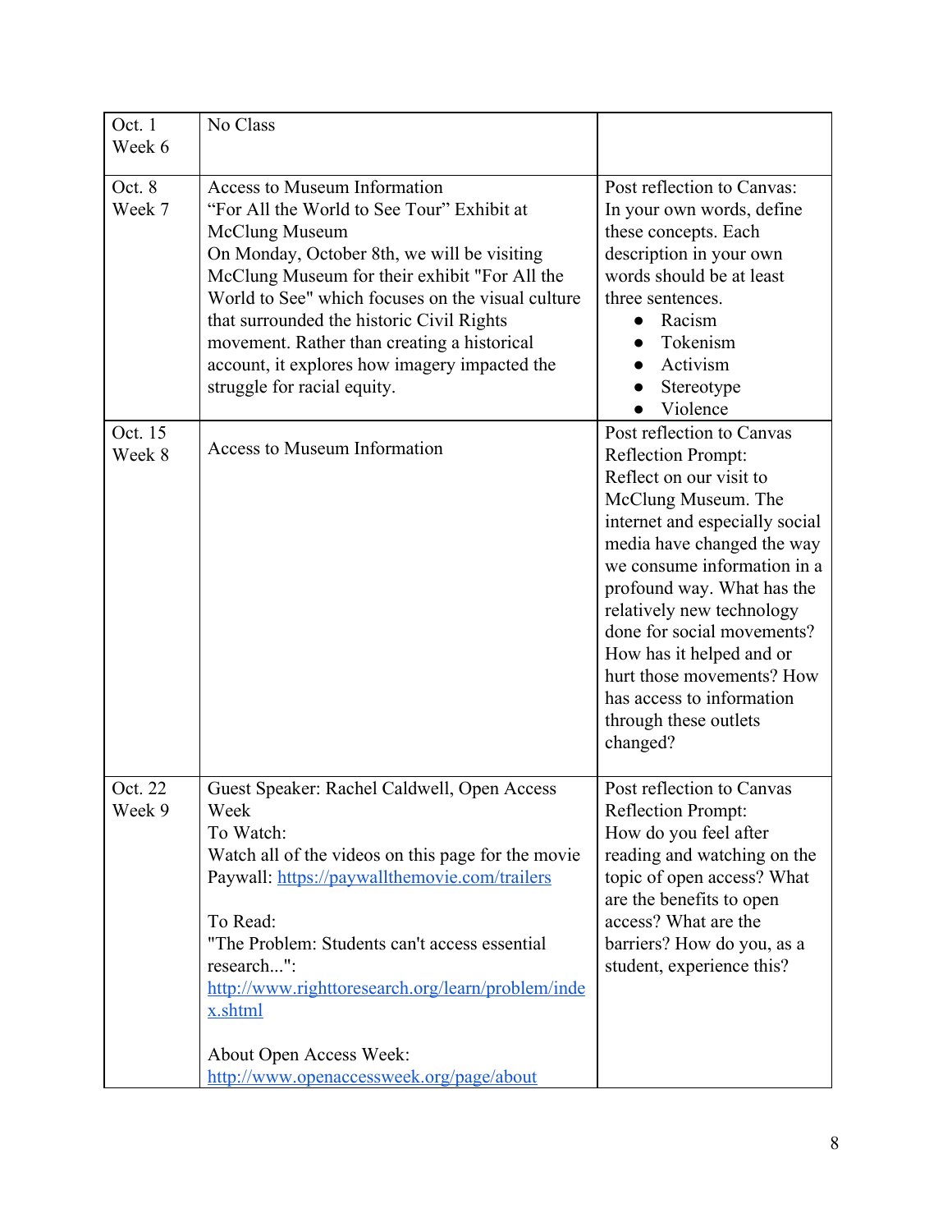| | | |
|---|---|---|
| Oct. 1<br>Week 6 | No Class | |
| Oct. 8<br>Week 7 | Access to Museum Information<br>“For All the World to See Tour” Exhibit at McClung Museum<br>On Monday, October 8th, we will be visiting McClung Museum for their exhibit "For All the World to See" which focuses on the visual culture that surrounded the historic Civil Rights movement. Rather than creating a historical account, it explores how imagery impacted the struggle for racial equity. | Post reflection to Canvas:<br>In your own words, define these concepts. Each description in your own words should be at least three sentences.<br>● Racism<br>● Tokenism<br>● Activism<br>● Stereotype<br>● Violence |
| Oct. 15<br>Week 8 | Access to Museum Information | Post reflection to Canvas<br>Reflection Prompt:<br>Reflect on our visit to McClung Museum. The internet and especially social media have changed the way we consume information in a profound way. What has the relatively new technology done for social movements? How has it helped and or hurt those movements? How has access to information through these outlets changed? |
| Oct. 22<br>Week 9 | Guest Speaker: Rachel Caldwell, Open Access Week<br>To Watch:<br>Watch all of the videos on this page for the movie Paywall: https://paywallthemovie.com/trailers<br><br>To Read:<br>"The Problem: Students can't access essential research...": http://www.righttoresearch.org/learn/problem/index.shtml<br><br>About Open Access Week:<br>http://www.openaccessweek.org/page/about | Post reflection to Canvas<br>Reflection Prompt:<br>How do you feel after reading and watching on the topic of open access? What are the benefits to open access? What are the barriers? How do you, as a student, experience this? |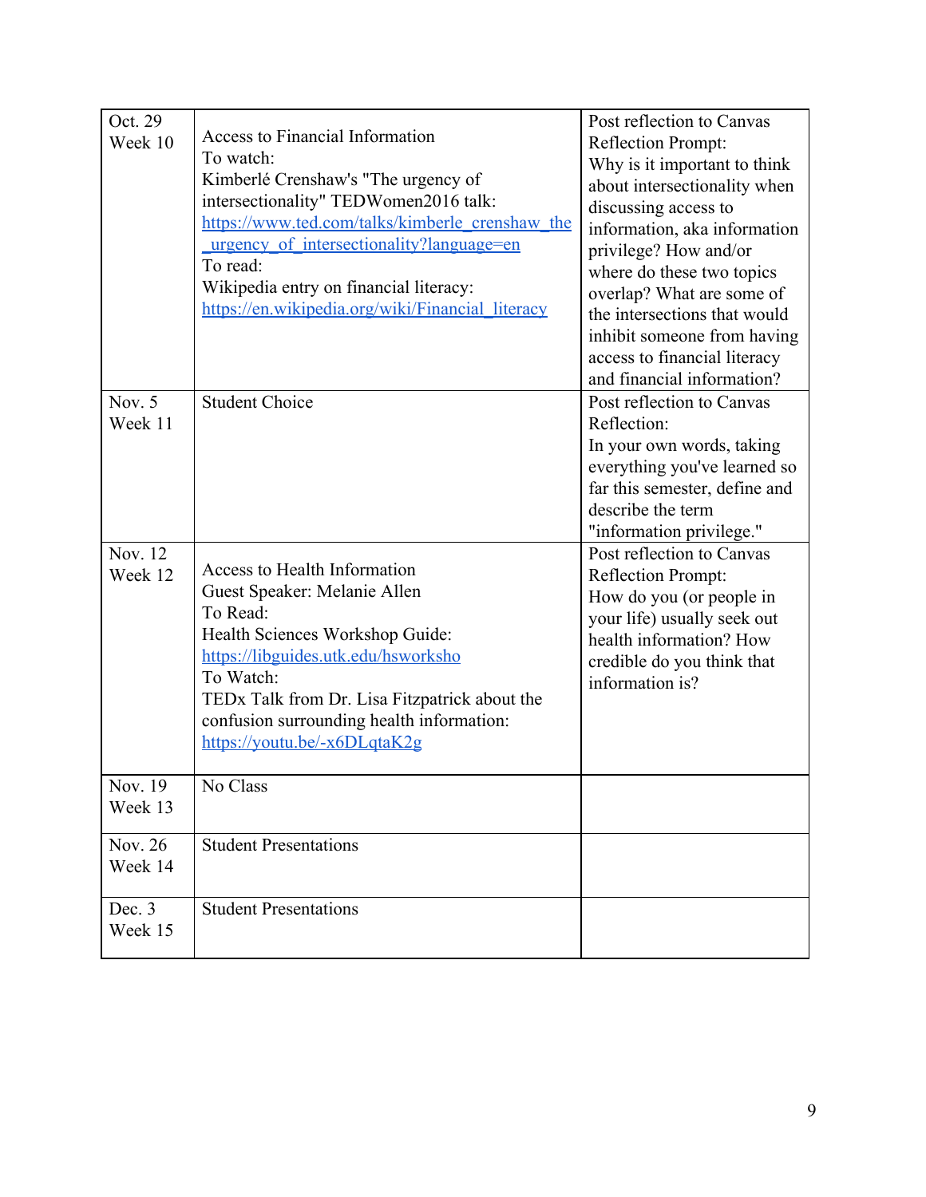| Oct. 29<br>Week 10 | Access to Financial Information<br>To watch:<br>Kimberlé Crenshaw's "The urgency of intersectionality" TEDWomen2016 talk:<br>https://www.ted.com/talks/kimberle_crenshaw_the_urgency_of_intersectionality?language=en<br>To read:<br>Wikipedia entry on financial literacy:<br>https://en.wikipedia.org/wiki/Financial_literacy | Post reflection to Canvas<br>Reflection Prompt:<br>Why is it important to think about intersectionality when discussing access to information, aka information privilege? How and/or where do these two topics overlap? What are some of the intersections that would inhibit someone from having access to financial literacy and financial information? |
|---|---|---|
| Nov. 5<br>Week 11 | Student Choice | Post reflection to Canvas<br>Reflection:<br>In your own words, taking everything you've learned so far this semester, define and describe the term "information privilege." |
| Nov. 12<br>Week 12 | Access to Health Information<br>Guest Speaker: Melanie Allen<br>To Read:<br>Health Sciences Workshop Guide:<br>https://libguides.utk.edu/hsworksho<br>To Watch:<br>TEDx Talk from Dr. Lisa Fitzpatrick about the confusion surrounding health information:<br>https://youtu.be/-x6DLqtaK2g | Post reflection to Canvas<br>Reflection Prompt:<br>How do you (or people in your life) usually seek out health information? How credible do you think that information is? |
| Nov. 19<br>Week 13 | No Class | |
| Nov. 26<br>Week 14 | Student Presentations | |
| Dec. 3<br>Week 15 | Student Presentations | |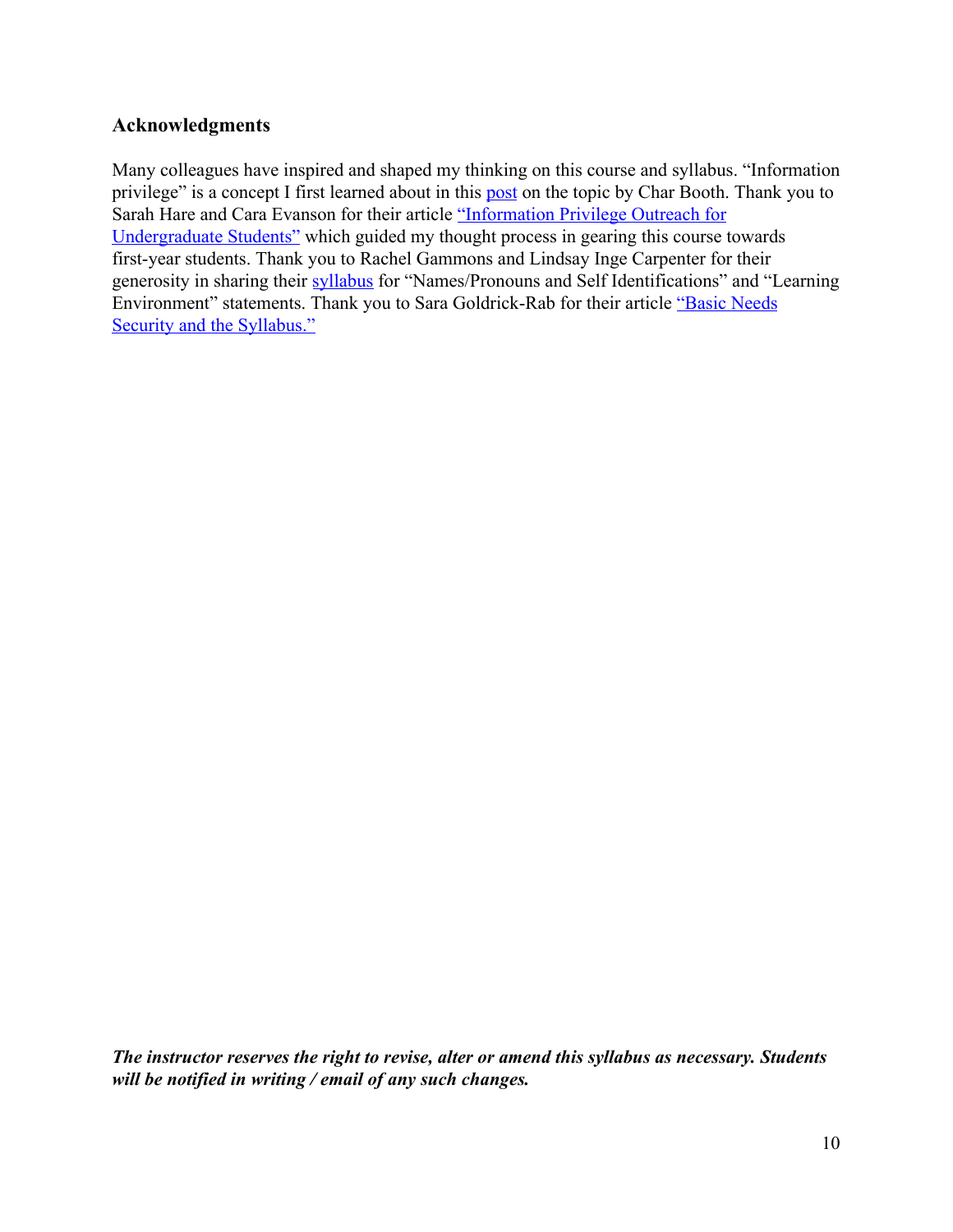## Acknowledgments

Many colleagues have inspired and shaped my thinking on this course and syllabus. "Information privilege" is a concept I first learned about in this post on the topic by Char Booth. Thank you to Sarah Hare and Cara Evanson for their article "Information Privilege Outreach for Undergraduate Students" which guided my thought process in gearing this course towards first-year students. Thank you to Rachel Gammons and Lindsay Inge Carpenter for their generosity in sharing their syllabus for "Names/Pronouns and Self Identifications" and "Learning Environment" statements. Thank you to Sara Goldrick-Rab for their article "Basic Needs Security and the Syllabus."

***The instructor reserves the right to revise, alter or amend this syllabus as necessary. Students will be notified in writing / email of any such changes.***